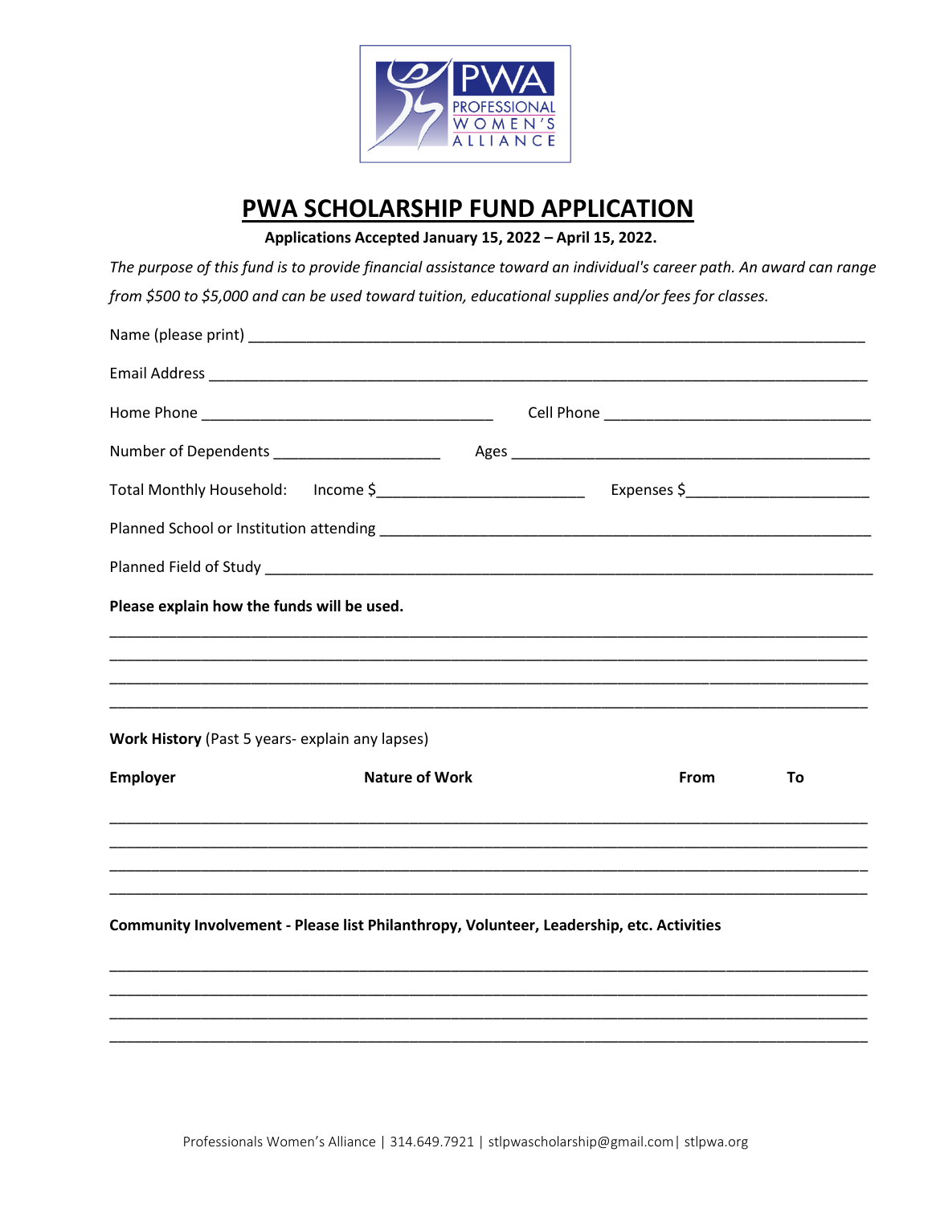# PWA SCHOLARSHIP FUND APPLICATION

**Applications Accepted January 15, 2022 – April 15, 2022.**

*The purpose of this fund is to provide financial assistance toward an individual's career path. An award can range from $500 to $5,000 and can be used toward tuition, educational supplies and/or fees for classes.*

Name (please print) ___________________________________________________________________________

Email Address ________________________________________________________________________________

Home Phone ___________________________________ Cell Phone _________________________________

Number of Dependents ____________________ Ages ____________________________________________

Total Monthly Household: Income $_________________________ Expenses $______________________

Planned School or Institution attending ______________________________________________________

Planned Field of Study ____________________________________________________________________

**Please explain how the funds will be used.**

______________________________________________________________________________________

______________________________________________________________________________________

______________________________________________________________________________________

______________________________________________________________________________________

**Work History** (Past 5 years- explain any lapses)

| Employer | Nature of Work | From | To |
|---|---|---|---|
| | | | |
| | | | |
| | | | |
| | | | |

**Community Involvement - Please list Philanthropy, Volunteer, Leadership, etc. Activities**

______________________________________________________________________________________

______________________________________________________________________________________

______________________________________________________________________________________

______________________________________________________________________________________

Professionals Women's Alliance | 314.649.7921 | stlpwascholarship@gmail.com| stlpwa.org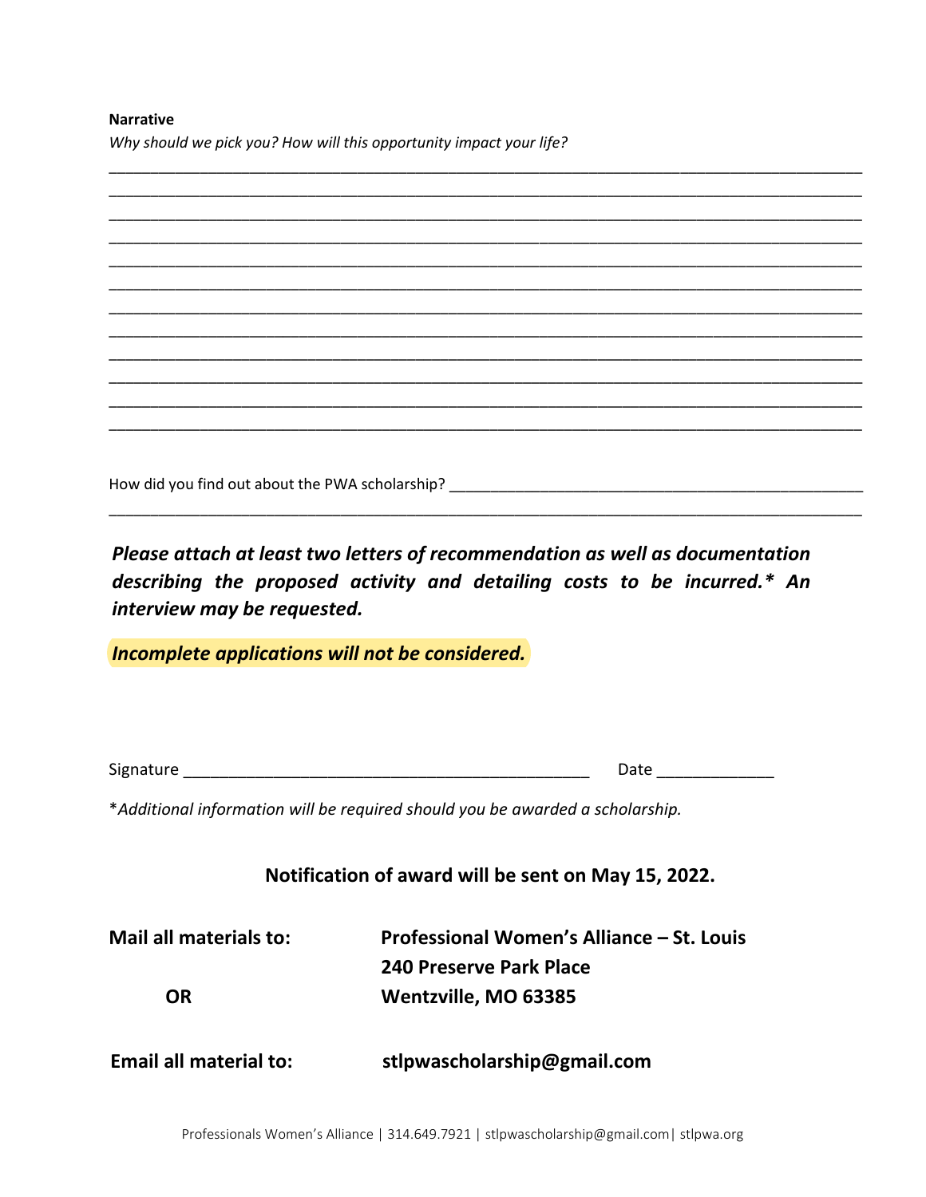**Narrative**

*Why should we pick you? How will this opportunity impact your life?*

______________________________________________________________________________________
______________________________________________________________________________________
______________________________________________________________________________________
______________________________________________________________________________________
______________________________________________________________________________________
______________________________________________________________________________________
______________________________________________________________________________________
______________________________________________________________________________________
______________________________________________________________________________________
______________________________________________________________________________________
______________________________________________________________________________________
______________________________________________________________________________________

How did you find out about the PWA scholarship? ______________________________________________
______________________________________________________________________________________

***Please attach at least two letters of recommendation as well as documentation describing the proposed activity and detailing costs to be incurred.\* An interview may be requested.***

***Incomplete applications will not be considered.***

Signature ____________________________________________ Date ____________

\**Additional information will be required should you be awarded a scholarship.*

**Notification of award will be sent on May 15, 2022.**

**Mail all materials to:** **Professional Women's Alliance – St. Louis**
**240 Preserve Park Place**
**Wentzville, MO 63385**

**OR**

**Email all material to:** **stlpwascholarship@gmail.com**

Professionals Women's Alliance | 314.649.7921 | stlpwascholarship@gmail.com| stlpwa.org